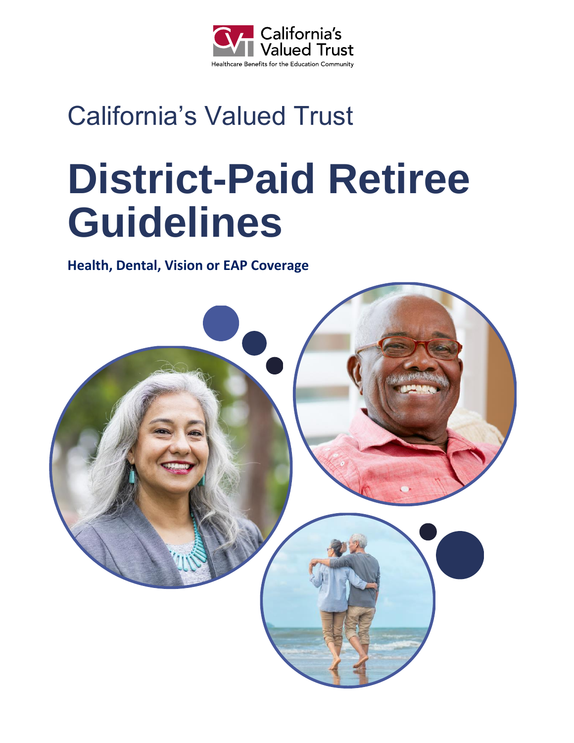California's Valued Trust

Healthcare Benefits for the Education Community

California's Valued Trust

# District-Paid Retiree Guidelines

**Health, Dental, Vision or EAP Coverage**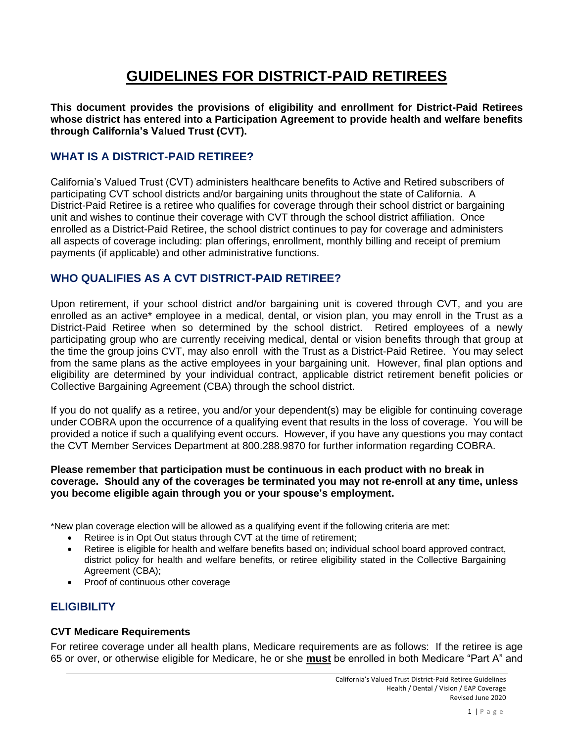# GUIDELINES FOR DISTRICT-PAID RETIREES

**This document provides the provisions of eligibility and enrollment for District-Paid Retirees whose district has entered into a Participation Agreement to provide health and welfare benefits through California's Valued Trust (CVT).**

## WHAT IS A DISTRICT-PAID RETIREE?

California's Valued Trust (CVT) administers healthcare benefits to Active and Retired subscribers of participating CVT school districts and/or bargaining units throughout the state of California. A District-Paid Retiree is a retiree who qualifies for coverage through their school district or bargaining unit and wishes to continue their coverage with CVT through the school district affiliation. Once enrolled as a District-Paid Retiree, the school district continues to pay for coverage and administers all aspects of coverage including: plan offerings, enrollment, monthly billing and receipt of premium payments (if applicable) and other administrative functions.

## WHO QUALIFIES AS A CVT DISTRICT-PAID RETIREE?

Upon retirement, if your school district and/or bargaining unit is covered through CVT, and you are enrolled as an active* employee in a medical, dental, or vision plan, you may enroll in the Trust as a District-Paid Retiree when so determined by the school district. Retired employees of a newly participating group who are currently receiving medical, dental or vision benefits through that group at the time the group joins CVT, may also enroll with the Trust as a District-Paid Retiree. You may select from the same plans as the active employees in your bargaining unit. However, final plan options and eligibility are determined by your individual contract, applicable district retirement benefit policies or Collective Bargaining Agreement (CBA) through the school district.

If you do not qualify as a retiree, you and/or your dependent(s) may be eligible for continuing coverage under COBRA upon the occurrence of a qualifying event that results in the loss of coverage. You will be provided a notice if such a qualifying event occurs. However, if you have any questions you may contact the CVT Member Services Department at 800.288.9870 for further information regarding COBRA.

**Please remember that participation must be continuous in each product with no break in coverage. Should any of the coverages be terminated you may not re-enroll at any time, unless you become eligible again through you or your spouse's employment.**

*New plan coverage election will be allowed as a qualifying event if the following criteria are met:

- Retiree is in Opt Out status through CVT at the time of retirement;
- Retiree is eligible for health and welfare benefits based on; individual school board approved contract, district policy for health and welfare benefits, or retiree eligibility stated in the Collective Bargaining Agreement (CBA);
- Proof of continuous other coverage

## ELIGIBILITY

### CVT Medicare Requirements

For retiree coverage under all health plans, Medicare requirements are as follows: If the retiree is age 65 or over, or otherwise eligible for Medicare, he or she **must** be enrolled in both Medicare "Part A" and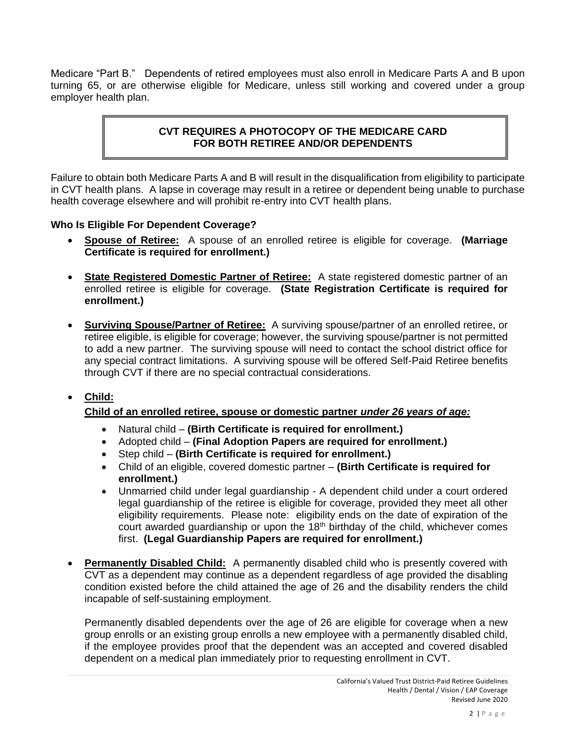Medicare "Part B." Dependents of retired employees must also enroll in Medicare Parts A and B upon turning 65, or are otherwise eligible for Medicare, unless still working and covered under a group employer health plan.

> **CVT REQUIRES A PHOTOCOPY OF THE MEDICARE CARD FOR BOTH RETIREE AND/OR DEPENDENTS**

Failure to obtain both Medicare Parts A and B will result in the disqualification from eligibility to participate in CVT health plans. A lapse in coverage may result in a retiree or dependent being unable to purchase health coverage elsewhere and will prohibit re-entry into CVT health plans.

**Who Is Eligible For Dependent Coverage?**

- **Spouse of Retiree:** A spouse of an enrolled retiree is eligible for coverage. **(Marriage Certificate is required for enrollment.)**

- **State Registered Domestic Partner of Retiree:** A state registered domestic partner of an enrolled retiree is eligible for coverage. **(State Registration Certificate is required for enrollment.)**

- **Surviving Spouse/Partner of Retiree:** A surviving spouse/partner of an enrolled retiree, or retiree eligible, is eligible for coverage; however, the surviving spouse/partner is not permitted to add a new partner. The surviving spouse will need to contact the school district office for any special contract limitations. A surviving spouse will be offered Self-Paid Retiree benefits through CVT if there are no special contractual considerations.

- **Child:**

  **Child of an enrolled retiree, spouse or domestic partner *under 26 years of age:***

  - Natural child – **(Birth Certificate is required for enrollment.)**
  - Adopted child – **(Final Adoption Papers are required for enrollment.)**
  - Step child – **(Birth Certificate is required for enrollment.)**
  - Child of an eligible, covered domestic partner – **(Birth Certificate is required for enrollment.)**
  - Unmarried child under legal guardianship - A dependent child under a court ordered legal guardianship of the retiree is eligible for coverage, provided they meet all other eligibility requirements. Please note: eligibility ends on the date of expiration of the court awarded guardianship or upon the 18th birthday of the child, whichever comes first. **(Legal Guardianship Papers are required for enrollment.)**

- **Permanently Disabled Child:** A permanently disabled child who is presently covered with CVT as a dependent may continue as a dependent regardless of age provided the disabling condition existed before the child attained the age of 26 and the disability renders the child incapable of self-sustaining employment.

  Permanently disabled dependents over the age of 26 are eligible for coverage when a new group enrolls or an existing group enrolls a new employee with a permanently disabled child, if the employee provides proof that the dependent was an accepted and covered disabled dependent on a medical plan immediately prior to requesting enrollment in CVT.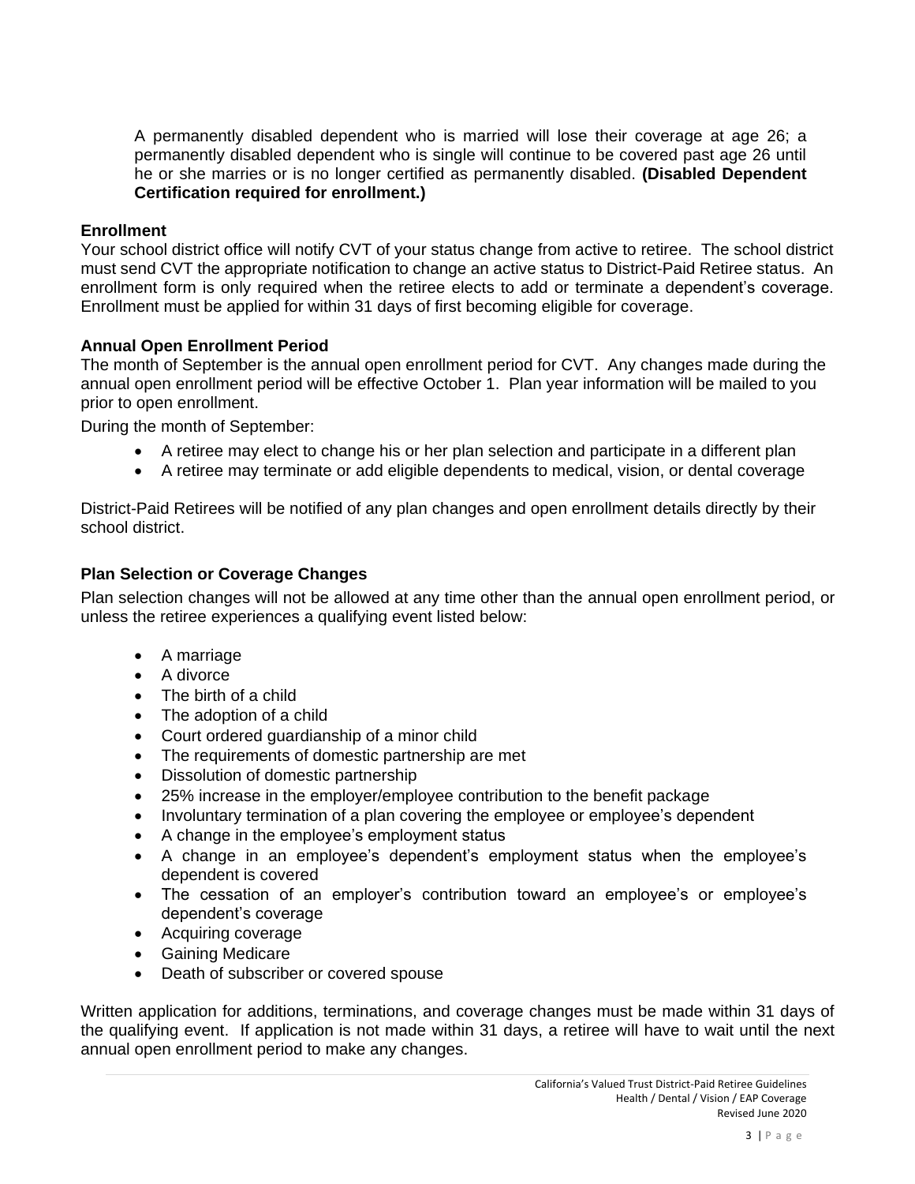A permanently disabled dependent who is married will lose their coverage at age 26; a permanently disabled dependent who is single will continue to be covered past age 26 until he or she marries or is no longer certified as permanently disabled. **(Disabled Dependent Certification required for enrollment.)**

**Enrollment**

Your school district office will notify CVT of your status change from active to retiree. The school district must send CVT the appropriate notification to change an active status to District-Paid Retiree status. An enrollment form is only required when the retiree elects to add or terminate a dependent's coverage. Enrollment must be applied for within 31 days of first becoming eligible for coverage.

**Annual Open Enrollment Period**

The month of September is the annual open enrollment period for CVT. Any changes made during the annual open enrollment period will be effective October 1. Plan year information will be mailed to you prior to open enrollment.

During the month of September:

- A retiree may elect to change his or her plan selection and participate in a different plan
- A retiree may terminate or add eligible dependents to medical, vision, or dental coverage

District-Paid Retirees will be notified of any plan changes and open enrollment details directly by their school district.

**Plan Selection or Coverage Changes**

Plan selection changes will not be allowed at any time other than the annual open enrollment period, or unless the retiree experiences a qualifying event listed below:

- A marriage
- A divorce
- The birth of a child
- The adoption of a child
- Court ordered guardianship of a minor child
- The requirements of domestic partnership are met
- Dissolution of domestic partnership
- 25% increase in the employer/employee contribution to the benefit package
- Involuntary termination of a plan covering the employee or employee's dependent
- A change in the employee's employment status
- A change in an employee's dependent's employment status when the employee's dependent is covered
- The cessation of an employer's contribution toward an employee's or employee's dependent's coverage
- Acquiring coverage
- Gaining Medicare
- Death of subscriber or covered spouse

Written application for additions, terminations, and coverage changes must be made within 31 days of the qualifying event. If application is not made within 31 days, a retiree will have to wait until the next annual open enrollment period to make any changes.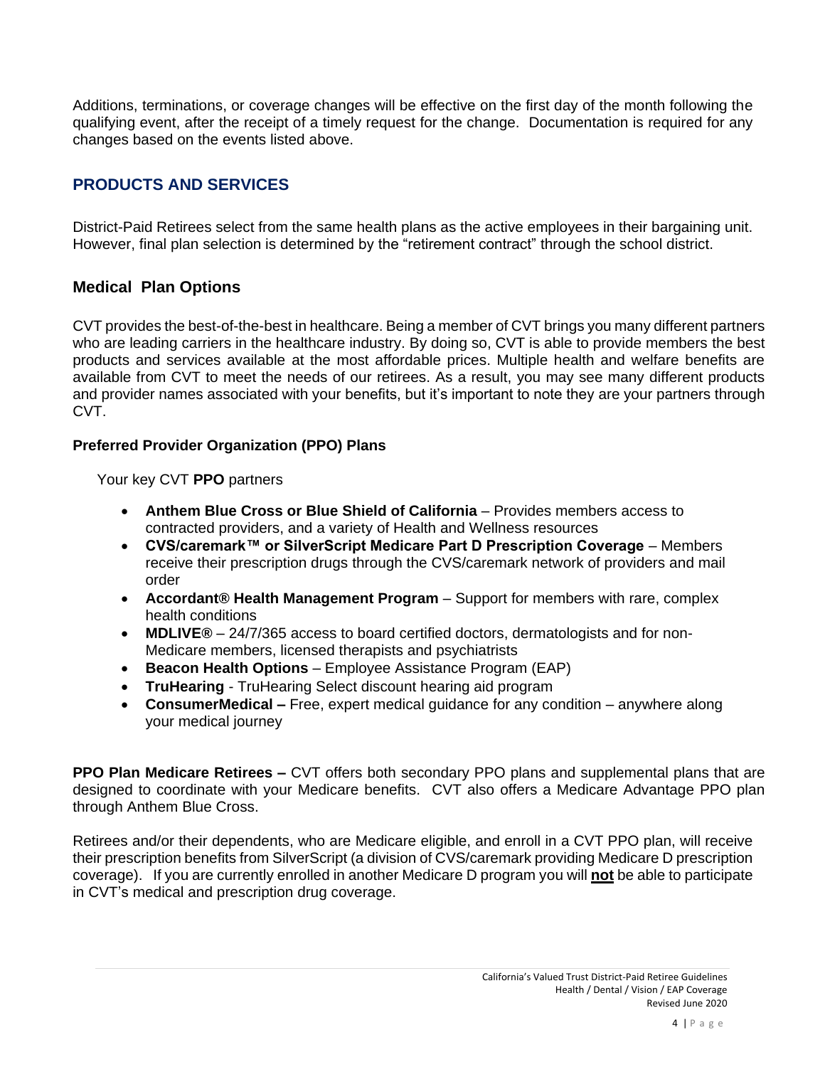Additions, terminations, or coverage changes will be effective on the first day of the month following the qualifying event, after the receipt of a timely request for the change. Documentation is required for any changes based on the events listed above.

## PRODUCTS AND SERVICES

District-Paid Retirees select from the same health plans as the active employees in their bargaining unit. However, final plan selection is determined by the "retirement contract" through the school district.

### Medical Plan Options

CVT provides the best-of-the-best in healthcare. Being a member of CVT brings you many different partners who are leading carriers in the healthcare industry. By doing so, CVT is able to provide members the best products and services available at the most affordable prices. Multiple health and welfare benefits are available from CVT to meet the needs of our retirees. As a result, you may see many different products and provider names associated with your benefits, but it's important to note they are your partners through CVT.

#### Preferred Provider Organization (PPO) Plans

Your key CVT **PPO** partners

- **Anthem Blue Cross or Blue Shield of California** – Provides members access to contracted providers, and a variety of Health and Wellness resources
- **CVS/caremark™ or SilverScript Medicare Part D Prescription Coverage** – Members receive their prescription drugs through the CVS/caremark network of providers and mail order
- **Accordant® Health Management Program** – Support for members with rare, complex health conditions
- **MDLIVE®** – 24/7/365 access to board certified doctors, dermatologists and for non-Medicare members, licensed therapists and psychiatrists
- **Beacon Health Options** – Employee Assistance Program (EAP)
- **TruHearing** - TruHearing Select discount hearing aid program
- **ConsumerMedical –** Free, expert medical guidance for any condition – anywhere along your medical journey

**PPO Plan Medicare Retirees –** CVT offers both secondary PPO plans and supplemental plans that are designed to coordinate with your Medicare benefits. CVT also offers a Medicare Advantage PPO plan through Anthem Blue Cross.

Retirees and/or their dependents, who are Medicare eligible, and enroll in a CVT PPO plan, will receive their prescription benefits from SilverScript (a division of CVS/caremark providing Medicare D prescription coverage). If you are currently enrolled in another Medicare D program you will **not** be able to participate in CVT's medical and prescription drug coverage.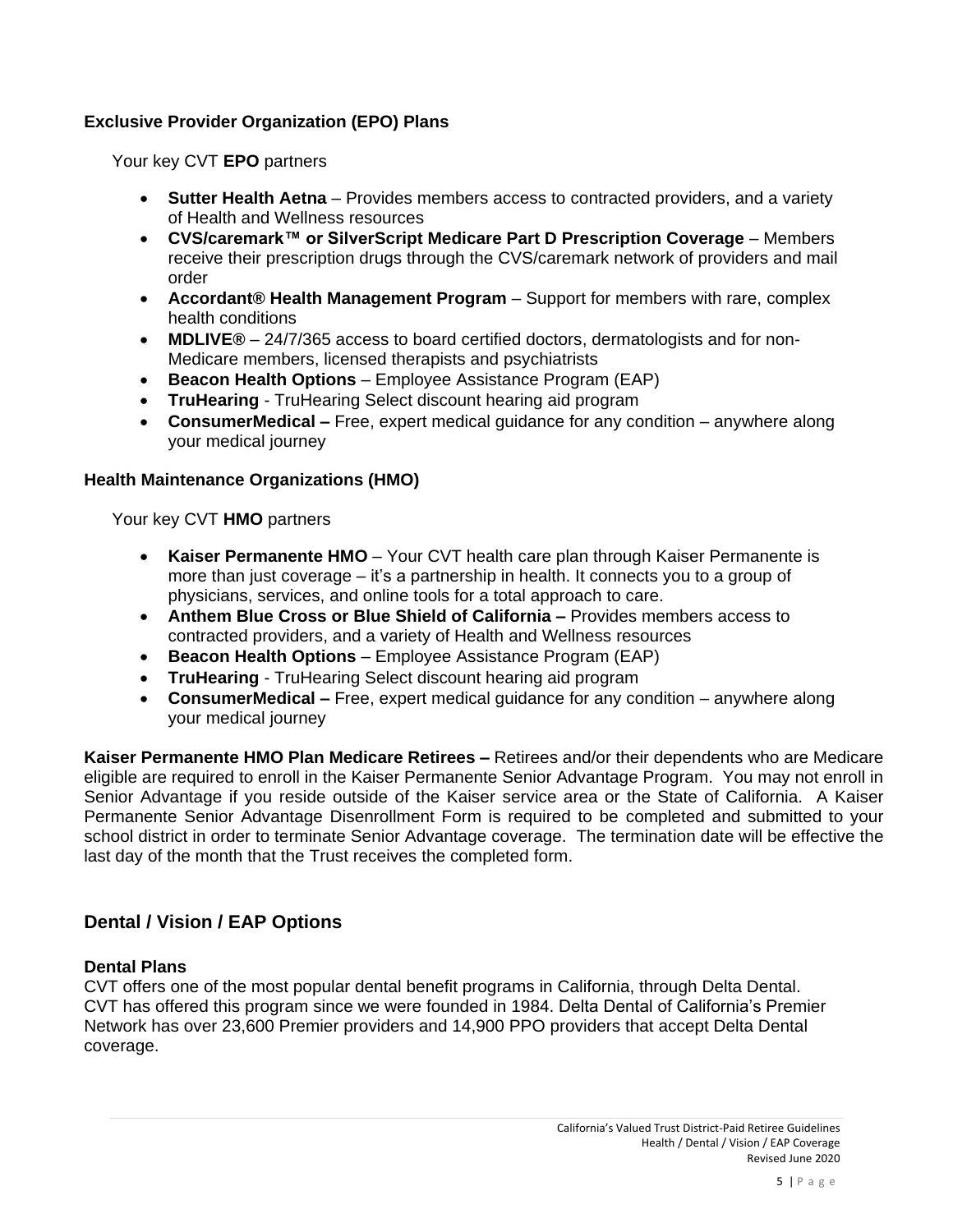### Exclusive Provider Organization (EPO) Plans

Your key CVT **EPO** partners

- **Sutter Health Aetna** – Provides members access to contracted providers, and a variety of Health and Wellness resources
- **CVS/caremark™ or SilverScript Medicare Part D Prescription Coverage** – Members receive their prescription drugs through the CVS/caremark network of providers and mail order
- **Accordant® Health Management Program** – Support for members with rare, complex health conditions
- **MDLIVE®** – 24/7/365 access to board certified doctors, dermatologists and for non-Medicare members, licensed therapists and psychiatrists
- **Beacon Health Options** – Employee Assistance Program (EAP)
- **TruHearing** - TruHearing Select discount hearing aid program
- **ConsumerMedical –** Free, expert medical guidance for any condition – anywhere along your medical journey

### Health Maintenance Organizations (HMO)

Your key CVT **HMO** partners

- **Kaiser Permanente HMO** – Your CVT health care plan through Kaiser Permanente is more than just coverage – it's a partnership in health. It connects you to a group of physicians, services, and online tools for a total approach to care.
- **Anthem Blue Cross or Blue Shield of California –** Provides members access to contracted providers, and a variety of Health and Wellness resources
- **Beacon Health Options** – Employee Assistance Program (EAP)
- **TruHearing** - TruHearing Select discount hearing aid program
- **ConsumerMedical –** Free, expert medical guidance for any condition – anywhere along your medical journey

**Kaiser Permanente HMO Plan Medicare Retirees –** Retirees and/or their dependents who are Medicare eligible are required to enroll in the Kaiser Permanente Senior Advantage Program. You may not enroll in Senior Advantage if you reside outside of the Kaiser service area or the State of California. A Kaiser Permanente Senior Advantage Disenrollment Form is required to be completed and submitted to your school district in order to terminate Senior Advantage coverage. The termination date will be effective the last day of the month that the Trust receives the completed form.

## Dental / Vision / EAP Options

### Dental Plans

CVT offers one of the most popular dental benefit programs in California, through Delta Dental. CVT has offered this program since we were founded in 1984. Delta Dental of California's Premier Network has over 23,600 Premier providers and 14,900 PPO providers that accept Delta Dental coverage.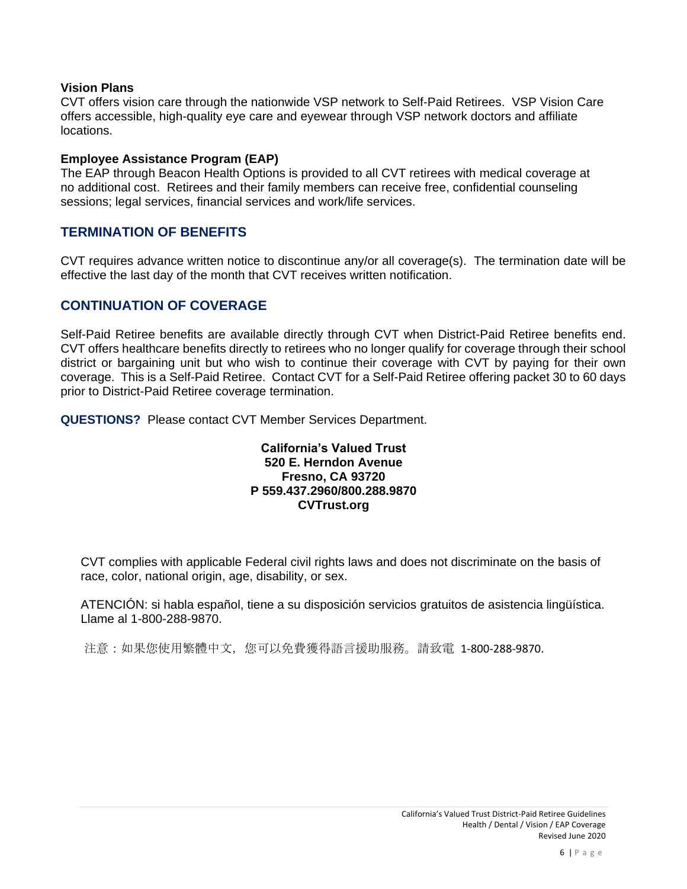**Vision Plans**
CVT offers vision care through the nationwide VSP network to Self-Paid Retirees. VSP Vision Care offers accessible, high-quality eye care and eyewear through VSP network doctors and affiliate locations.

**Employee Assistance Program (EAP)**
The EAP through Beacon Health Options is provided to all CVT retirees with medical coverage at no additional cost. Retirees and their family members can receive free, confidential counseling sessions; legal services, financial services and work/life services.

## TERMINATION OF BENEFITS

CVT requires advance written notice to discontinue any/or all coverage(s). The termination date will be effective the last day of the month that CVT receives written notification.

## CONTINUATION OF COVERAGE

Self-Paid Retiree benefits are available directly through CVT when District-Paid Retiree benefits end. CVT offers healthcare benefits directly to retirees who no longer qualify for coverage through their school district or bargaining unit but who wish to continue their coverage with CVT by paying for their own coverage. This is a Self-Paid Retiree. Contact CVT for a Self-Paid Retiree offering packet 30 to 60 days prior to District-Paid Retiree coverage termination.

**QUESTIONS?** Please contact CVT Member Services Department.

**California's Valued Trust**
**520 E. Herndon Avenue**
**Fresno, CA 93720**
**P 559.437.2960/800.288.9870**
**CVTrust.org**

CVT complies with applicable Federal civil rights laws and does not discriminate on the basis of race, color, national origin, age, disability, or sex.

ATENCIÓN: si habla español, tiene a su disposición servicios gratuitos de asistencia lingüística. Llame al 1-800-288-9870.

注意：如果您使用繁體中文，您可以免費獲得語言援助服務。請致電 1-800-288-9870.